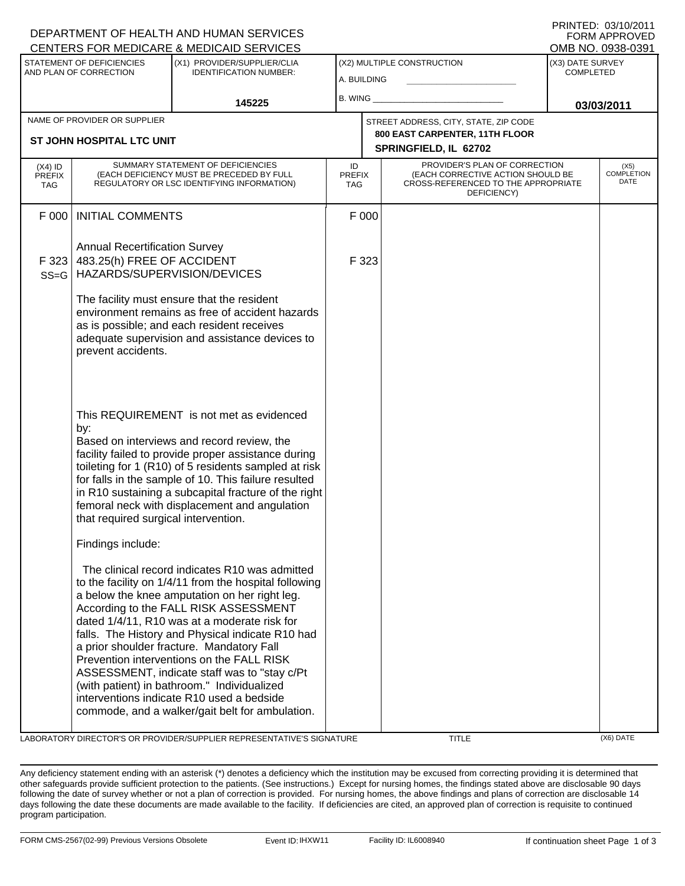DEPARTMENT OF HEALTH AND HUMAN SERVICES
CENTERS FOR MEDICARE & MEDICAID SERVICES

PRINTED: 03/10/2011
FORM APPROVED
OMB NO. 0938-0391

| STATEMENT OF DEFICIENCIES AND PLAN OF CORRECTION | (X1) PROVIDER/SUPPLIER/CLIA IDENTIFICATION NUMBER: | (X2) MULTIPLE CONSTRUCTION | (X3) DATE SURVEY COMPLETED |
|---|---|---|---|
| | 145225 | A. BUILDING ______ B. WING ______ | 03/03/2011 |

| NAME OF PROVIDER OR SUPPLIER | STREET ADDRESS, CITY, STATE, ZIP CODE |
|---|---|
| ST JOHN HOSPITAL LTC UNIT | 800 EAST CARPENTER, 11TH FLOOR SPRINGFIELD, IL 62702 |

| (X4) ID PREFIX TAG | SUMMARY STATEMENT OF DEFICIENCIES (EACH DEFICIENCY MUST BE PRECEDED BY FULL REGULATORY OR LSC IDENTIFYING INFORMATION) | ID PREFIX TAG | PROVIDER'S PLAN OF CORRECTION (EACH CORRECTIVE ACTION SHOULD BE CROSS-REFERENCED TO THE APPROPRIATE DEFICIENCY) | (X5) COMPLETION DATE |
|---|---|---|---|---|
| F 000 | INITIAL COMMENTS<br><br>Annual Recertification Survey | F 000 | | |
| F 323 SS=G | 483.25(h) FREE OF ACCIDENT HAZARDS/SUPERVISION/DEVICES<br><br>The facility must ensure that the resident environment remains as free of accident hazards as is possible; and each resident receives adequate supervision and assistance devices to prevent accidents.<br><br>This REQUIREMENT is not met as evidenced by:<br>Based on interviews and record review, the facility failed to provide proper assistance during toileting for 1 (R10) of 5 residents sampled at risk for falls in the sample of 10. This failure resulted in R10 sustaining a subcapital fracture of the right femoral neck with displacement and angulation that required surgical intervention.<br><br>Findings include:<br><br>The clinical record indicates R10 was admitted to the facility on 1/4/11 from the hospital following a below the knee amputation on her right leg. According to the FALL RISK ASSESSMENT dated 1/4/11, R10 was at a moderate risk for falls. The History and Physical indicate R10 had a prior shoulder fracture. Mandatory Fall Prevention interventions on the FALL RISK ASSESSMENT, indicate staff was to "stay c/Pt (with patient) in bathroom." Individualized interventions indicate R10 used a bedside commode, and a walker/gait belt for ambulation. | F 323 | | |

LABORATORY DIRECTOR'S OR PROVIDER/SUPPLIER REPRESENTATIVE'S SIGNATURE | TITLE | (X6) DATE

Any deficiency statement ending with an asterisk (*) denotes a deficiency which the institution may be excused from correcting providing it is determined that other safeguards provide sufficient protection to the patients. (See instructions.) Except for nursing homes, the findings stated above are disclosable 90 days following the date of survey whether or not a plan of correction is provided. For nursing homes, the above findings and plans of correction are disclosable 14 days following the date these documents are made available to the facility. If deficiencies are cited, an approved plan of correction is requisite to continued program participation.

FORM CMS-2567(02-99) Previous Versions Obsolete | Event ID: IHXW11 | Facility ID: IL6008940 | If continuation sheet Page 1 of 3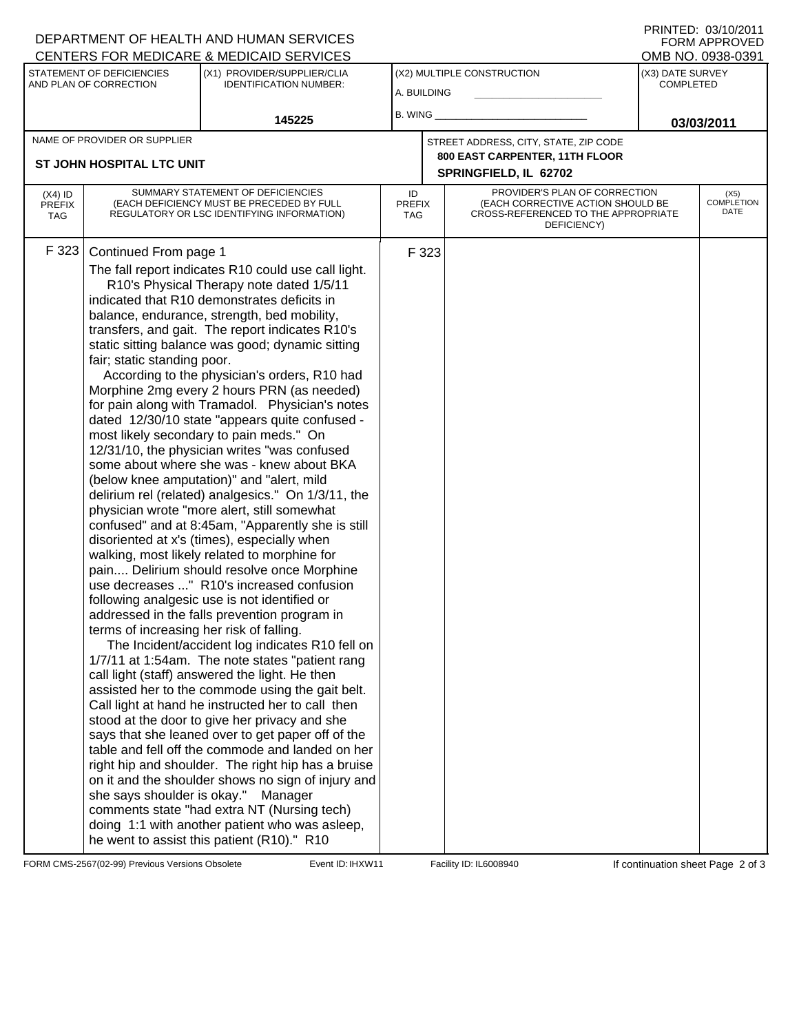DEPARTMENT OF HEALTH AND HUMAN SERVICES
CENTERS FOR MEDICARE & MEDICAID SERVICES

PRINTED: 03/10/2011
FORM APPROVED
OMB NO. 0938-0391

| STATEMENT OF DEFICIENCIES AND PLAN OF CORRECTION | (X1) PROVIDER/SUPPLIER/CLIA IDENTIFICATION NUMBER: | (X2) MULTIPLE CONSTRUCTION | (X3) DATE SURVEY COMPLETED |
|---|---|---|---|
| | 145225 | A. BUILDING ______ B. WING ______ | 03/03/2011 |

| NAME OF PROVIDER OR SUPPLIER | STREET ADDRESS, CITY, STATE, ZIP CODE |
|---|---|
| ST JOHN HOSPITAL LTC UNIT | 800 EAST CARPENTER, 11TH FLOOR SPRINGFIELD, IL 62702 |

| (X4) ID PREFIX TAG | SUMMARY STATEMENT OF DEFICIENCIES (EACH DEFICIENCY MUST BE PRECEDED BY FULL REGULATORY OR LSC IDENTIFYING INFORMATION) | ID PREFIX TAG | PROVIDER'S PLAN OF CORRECTION (EACH CORRECTIVE ACTION SHOULD BE CROSS-REFERENCED TO THE APPROPRIATE DEFICIENCY) | (X5) COMPLETION DATE |
|---|---|---|---|---|
| F 323 | Continued From page 1 | F 323 | | |

The fall report indicates R10 could use call light.

R10's Physical Therapy note dated 1/5/11 indicated that R10 demonstrates deficits in balance, endurance, strength, bed mobility, transfers, and gait. The report indicates R10's static sitting balance was good; dynamic sitting fair; static standing poor.

According to the physician's orders, R10 had Morphine 2mg every 2 hours PRN (as needed) for pain along with Tramadol. Physician's notes dated 12/30/10 state "appears quite confused - most likely secondary to pain meds." On 12/31/10, the physician writes "was confused some about where she was - knew about BKA (below knee amputation)" and "alert, mild delirium rel (related) analgesics." On 1/3/11, the physician wrote "more alert, still somewhat confused" and at 8:45am, "Apparently she is still disoriented at x's (times), especially when walking, most likely related to morphine for pain.... Delirium should resolve once Morphine use decreases ..." R10's increased confusion following analgesic use is not identified or addressed in the falls prevention program in terms of increasing her risk of falling.

The Incident/accident log indicates R10 fell on 1/7/11 at 1:54am. The note states "patient rang call light (staff) answered the light. He then assisted her to the commode using the gait belt. Call light at hand he instructed her to call then stood at the door to give her privacy and she says that she leaned over to get paper off of the table and fell off the commode and landed on her right hip and shoulder. The right hip has a bruise on it and the shoulder shows no sign of injury and she says shoulder is okay." Manager comments state "had extra NT (Nursing tech) doing 1:1 with another patient who was asleep, he went to assist this patient (R10)." R10

FORM CMS-2567(02-99) Previous Versions Obsolete Event ID: IHXW11 Facility ID: IL6008940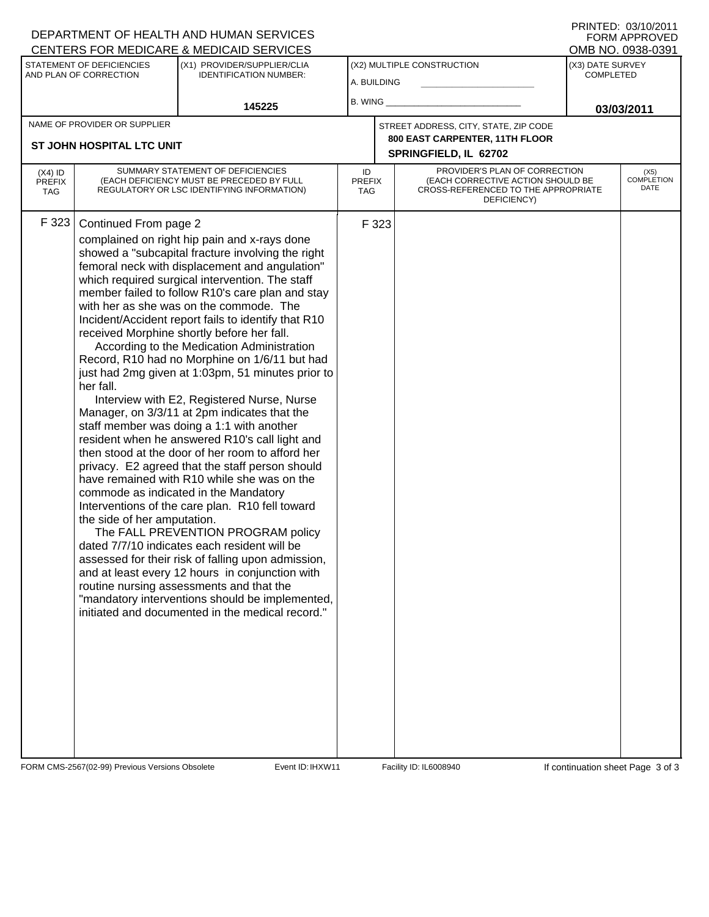DEPARTMENT OF HEALTH AND HUMAN SERVICES
CENTERS FOR MEDICARE & MEDICAID SERVICES

PRINTED: 03/10/2011
FORM APPROVED
OMB NO. 0938-0391

| STATEMENT OF DEFICIENCIES AND PLAN OF CORRECTION | (X1) PROVIDER/SUPPLIER/CLIA IDENTIFICATION NUMBER: | (X2) MULTIPLE CONSTRUCTION | (X3) DATE SURVEY COMPLETED |
|---|---|---|---|
| | 145225 | A. BUILDING ______ B. WING ______ | 03/03/2011 |

| NAME OF PROVIDER OR SUPPLIER | STREET ADDRESS, CITY, STATE, ZIP CODE |
|---|---|
| ST JOHN HOSPITAL LTC UNIT | 800 EAST CARPENTER, 11TH FLOOR SPRINGFIELD, IL 62702 |

| (X4) ID PREFIX TAG | SUMMARY STATEMENT OF DEFICIENCIES (EACH DEFICIENCY MUST BE PRECEDED BY FULL REGULATORY OR LSC IDENTIFYING INFORMATION) | ID PREFIX TAG | PROVIDER'S PLAN OF CORRECTION (EACH CORRECTIVE ACTION SHOULD BE CROSS-REFERENCED TO THE APPROPRIATE DEFICIENCY) | (X5) COMPLETION DATE |
|---|---|---|---|---|
| F 323 | Continued From page 2<br>complained on right hip pain and x-rays done showed a "subcapital fracture involving the right femoral neck with displacement and angulation" which required surgical intervention. The staff member failed to follow R10's care plan and stay with her as she was on the commode. The Incident/Accident report fails to identify that R10 received Morphine shortly before her fall.<br>According to the Medication Administration Record, R10 had no Morphine on 1/6/11 but had just had 2mg given at 1:03pm, 51 minutes prior to her fall.<br>Interview with E2, Registered Nurse, Nurse Manager, on 3/3/11 at 2pm indicates that the staff member was doing a 1:1 with another resident when he answered R10's call light and then stood at the door of her room to afford her privacy. E2 agreed that the staff person should have remained with R10 while she was on the commode as indicated in the Mandatory Interventions of the care plan. R10 fell toward the side of her amputation.<br>The FALL PREVENTION PROGRAM policy dated 7/7/10 indicates each resident will be assessed for their risk of falling upon admission, and at least every 12 hours in conjunction with routine nursing assessments and that the "mandatory interventions should be implemented, initiated and documented in the medical record." | F 323 | | |

FORM CMS-2567(02-99) Previous Versions Obsolete Event ID: IHXW11 Facility ID: IL6008940 If continuation sheet Page 3 of 3